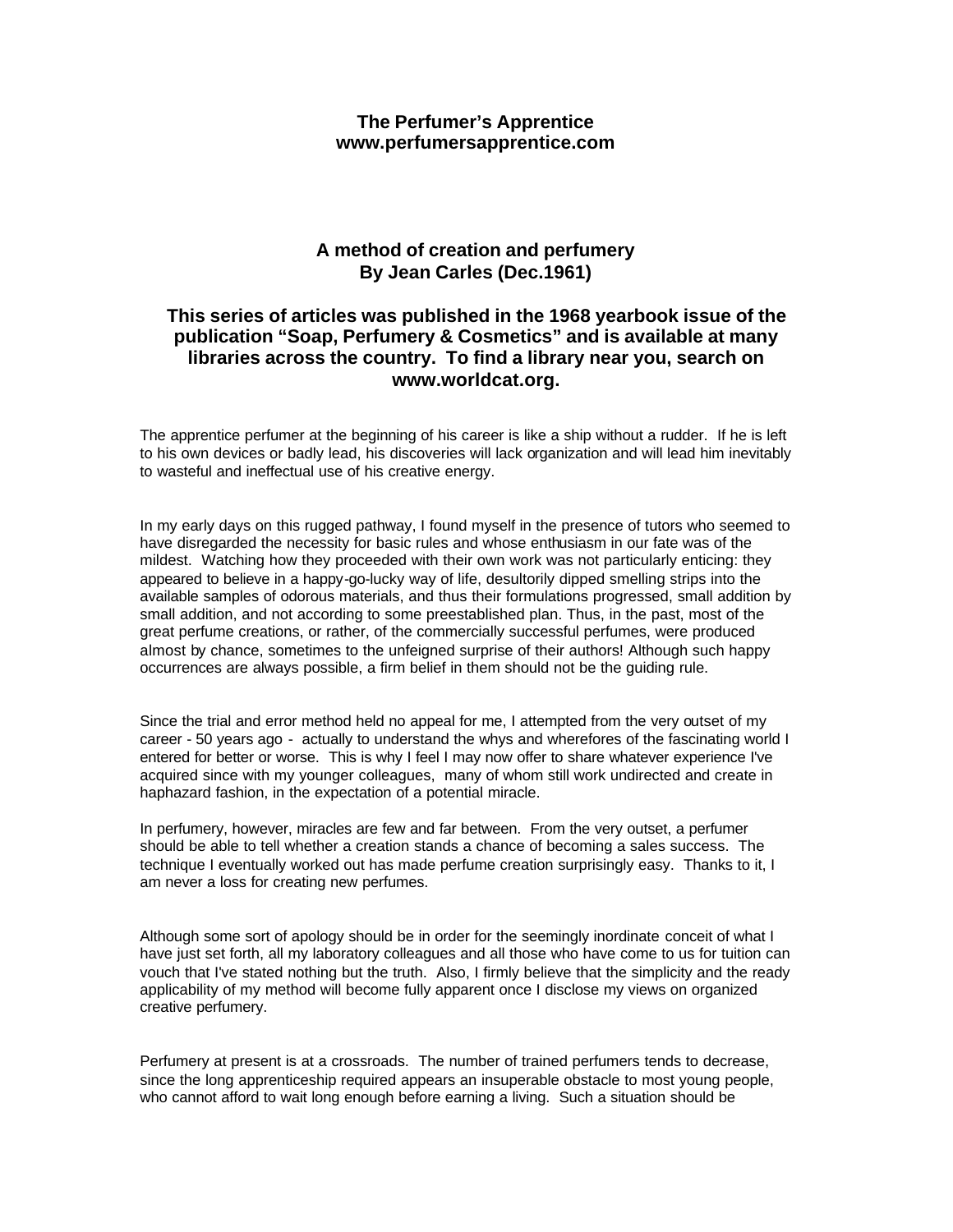**The Perfumer's Apprentice**
**www.perfumersapprentice.com**

# A method of creation and perfumery
## By Jean Carles (Dec.1961)

### This series of articles was published in the 1968 yearbook issue of the publication "Soap, Perfumery & Cosmetics" and is available at many libraries across the country. To find a library near you, search on www.worldcat.org.

The apprentice perfumer at the beginning of his career is like a ship without a rudder. If he is left to his own devices or badly lead, his discoveries will lack organization and will lead him inevitably to wasteful and ineffectual use of his creative energy.

In my early days on this rugged pathway, I found myself in the presence of tutors who seemed to have disregarded the necessity for basic rules and whose enthusiasm in our fate was of the mildest. Watching how they proceeded with their own work was not particularly enticing: they appeared to believe in a happy-go-lucky way of life, desultorily dipped smelling strips into the available samples of odorous materials, and thus their formulations progressed, small addition by small addition, and not according to some preestablished plan. Thus, in the past, most of the great perfume creations, or rather, of the commercially successful perfumes, were produced almost by chance, sometimes to the unfeigned surprise of their authors! Although such happy occurrences are always possible, a firm belief in them should not be the guiding rule.

Since the trial and error method held no appeal for me, I attempted from the very outset of my career - 50 years ago - actually to understand the whys and wherefores of the fascinating world I entered for better or worse. This is why I feel I may now offer to share whatever experience I've acquired since with my younger colleagues, many of whom still work undirected and create in haphazard fashion, in the expectation of a potential miracle.

In perfumery, however, miracles are few and far between. From the very outset, a perfumer should be able to tell whether a creation stands a chance of becoming a sales success. The technique I eventually worked out has made perfume creation surprisingly easy. Thanks to it, I am never a loss for creating new perfumes.

Although some sort of apology should be in order for the seemingly inordinate conceit of what I have just set forth, all my laboratory colleagues and all those who have come to us for tuition can vouch that I've stated nothing but the truth. Also, I firmly believe that the simplicity and the ready applicability of my method will become fully apparent once I disclose my views on organized creative perfumery.

Perfumery at present is at a crossroads. The number of trained perfumers tends to decrease, since the long apprenticeship required appears an insuperable obstacle to most young people, who cannot afford to wait long enough before earning a living. Such a situation should be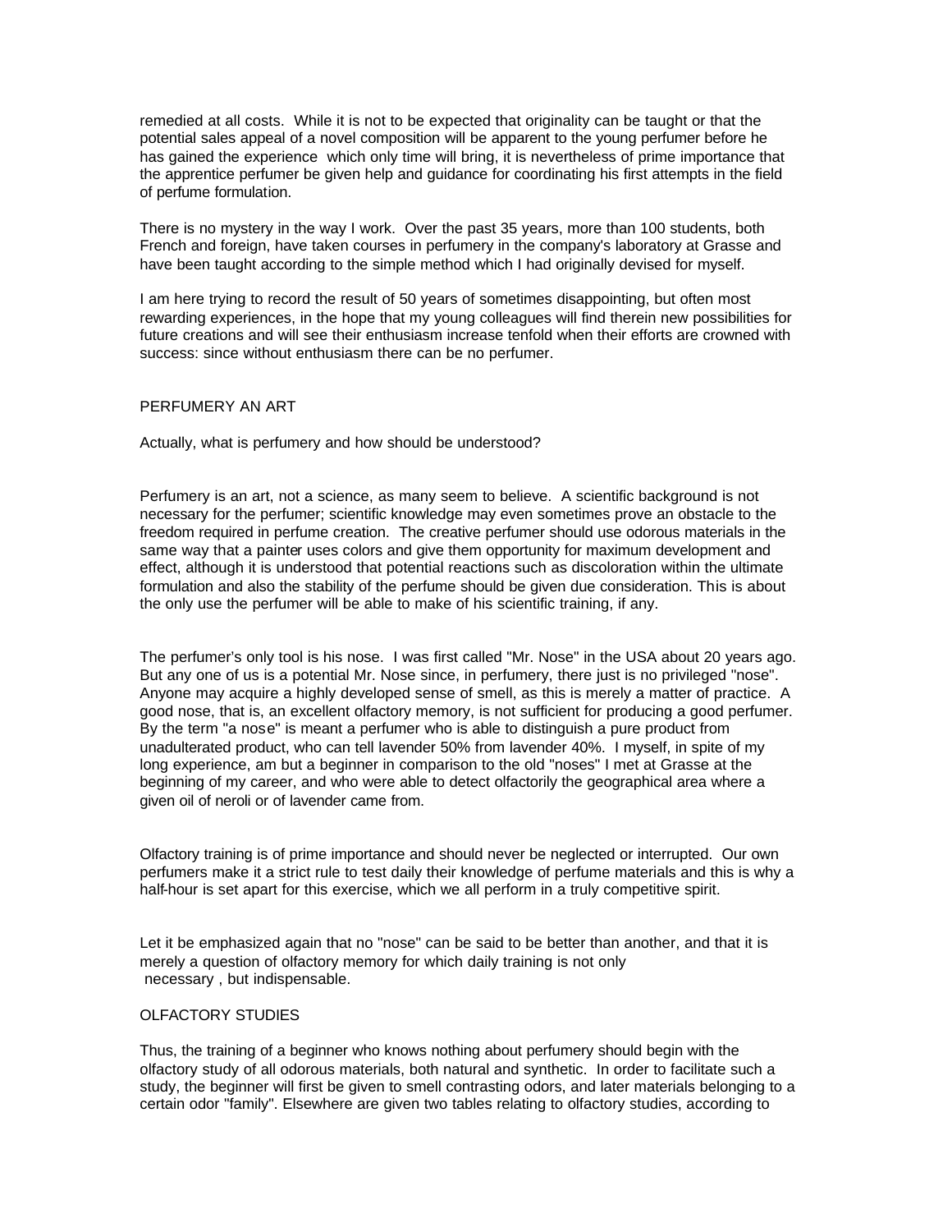remedied at all costs. While it is not to be expected that originality can be taught or that the potential sales appeal of a novel composition will be apparent to the young perfumer before he has gained the experience which only time will bring, it is nevertheless of prime importance that the apprentice perfumer be given help and guidance for coordinating his first attempts in the field of perfume formulation.

There is no mystery in the way I work. Over the past 35 years, more than 100 students, both French and foreign, have taken courses in perfumery in the company's laboratory at Grasse and have been taught according to the simple method which I had originally devised for myself.

I am here trying to record the result of 50 years of sometimes disappointing, but often most rewarding experiences, in the hope that my young colleagues will find therein new possibilities for future creations and will see their enthusiasm increase tenfold when their efforts are crowned with success: since without enthusiasm there can be no perfumer.

## PERFUMERY AN ART

Actually, what is perfumery and how should be understood?

Perfumery is an art, not a science, as many seem to believe. A scientific background is not necessary for the perfumer; scientific knowledge may even sometimes prove an obstacle to the freedom required in perfume creation. The creative perfumer should use odorous materials in the same way that a painter uses colors and give them opportunity for maximum development and effect, although it is understood that potential reactions such as discoloration within the ultimate formulation and also the stability of the perfume should be given due consideration. This is about the only use the perfumer will be able to make of his scientific training, if any.

The perfumer's only tool is his nose. I was first called "Mr. Nose" in the USA about 20 years ago. But any one of us is a potential Mr. Nose since, in perfumery, there just is no privileged "nose". Anyone may acquire a highly developed sense of smell, as this is merely a matter of practice. A good nose, that is, an excellent olfactory memory, is not sufficient for producing a good perfumer. By the term "a nose" is meant a perfumer who is able to distinguish a pure product from unadulterated product, who can tell lavender 50% from lavender 40%. I myself, in spite of my long experience, am but a beginner in comparison to the old "noses" I met at Grasse at the beginning of my career, and who were able to detect olfactorily the geographical area where a given oil of neroli or of lavender came from.

Olfactory training is of prime importance and should never be neglected or interrupted. Our own perfumers make it a strict rule to test daily their knowledge of perfume materials and this is why a half-hour is set apart for this exercise, which we all perform in a truly competitive spirit.

Let it be emphasized again that no "nose" can be said to be better than another, and that it is merely a question of olfactory memory for which daily training is not only necessary , but indispensable.

## OLFACTORY STUDIES

Thus, the training of a beginner who knows nothing about perfumery should begin with the olfactory study of all odorous materials, both natural and synthetic. In order to facilitate such a study, the beginner will first be given to smell contrasting odors, and later materials belonging to a certain odor "family". Elsewhere are given two tables relating to olfactory studies, according to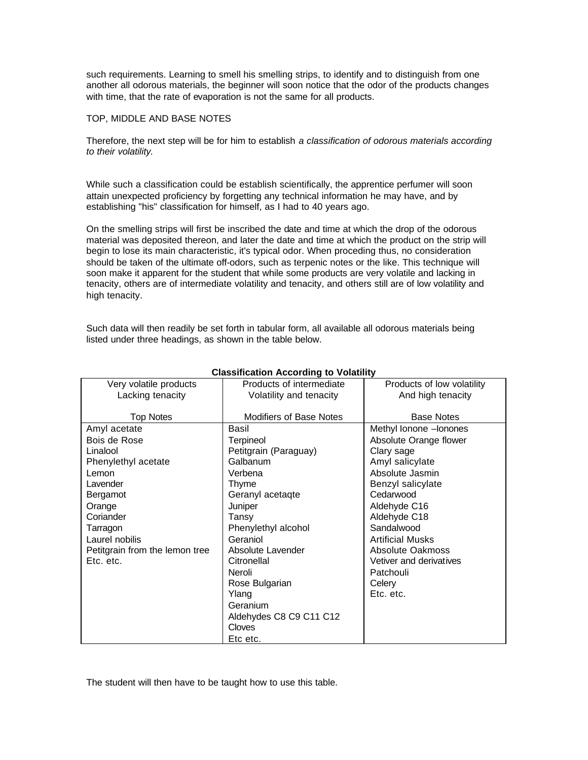such requirements. Learning to smell his smelling strips, to identify and to distinguish from one another all odorous materials, the beginner will soon notice that the odor of the products changes with time, that the rate of evaporation is not the same for all products.

TOP, MIDDLE AND BASE NOTES

Therefore, the next step will be for him to establish *a classification of odorous materials according to their volatility.*

While such a classification could be establish scientifically, the apprentice perfumer will soon attain unexpected proficiency by forgetting any technical information he may have, and by establishing "his" classification for himself, as I had to 40 years ago.

On the smelling strips will first be inscribed the date and time at which the drop of the odorous material was deposited thereon, and later the date and time at which the product on the strip will begin to lose its main characteristic, it's typical odor. When proceding thus, no consideration should be taken of the ultimate off-odors, such as terpenic notes or the like. This technique will soon make it apparent for the student that while some products are very volatile and lacking in tenacity, others are of intermediate volatility and tenacity, and others still are of low volatility and high tenacity.

Such data will then readily be set forth in tabular form, all available all odorous materials being listed under three headings, as shown in the table below.

**Classification According to Volatility**

| Very volatile products Lacking tenacity<br><br>Top Notes | Products of intermediate Volatility and tenacity<br><br>Modifiers of Base Notes | Products of low volatility And high tenacity<br><br>Base Notes |
|---|---|---|
| Amyl acetate | Basil | Methyl Ionone –Ionones |
| Bois de Rose | Terpineol | Absolute Orange flower |
| Linalool | Petitgrain (Paraguay) | Clary sage |
| Phenylethyl acetate | Galbanum | Amyl salicylate |
| Lemon | Verbena | Absolute Jasmin |
| Lavender | Thyme | Benzyl salicylate |
| Bergamot | Geranyl acetaqte | Cedarwood |
| Orange | Juniper | Aldehyde C16 |
| Coriander | Tansy | Aldehyde C18 |
| Tarragon | Phenylethyl alcohol | Sandalwood |
| Laurel nobilis | Geraniol | Artificial Musks |
| Petitgrain from the lemon tree | Absolute Lavender | Absolute Oakmoss |
| Etc. etc. | Citronellal | Vetiver and derivatives |
| | Neroli | Patchouli |
| | Rose Bulgarian | Celery |
| | Ylang | Etc. etc. |
| | Geranium | |
| | Aldehydes C8 C9 C11 C12 | |
| | Cloves | |
| | Etc etc. | |

The student will then have to be taught how to use this table.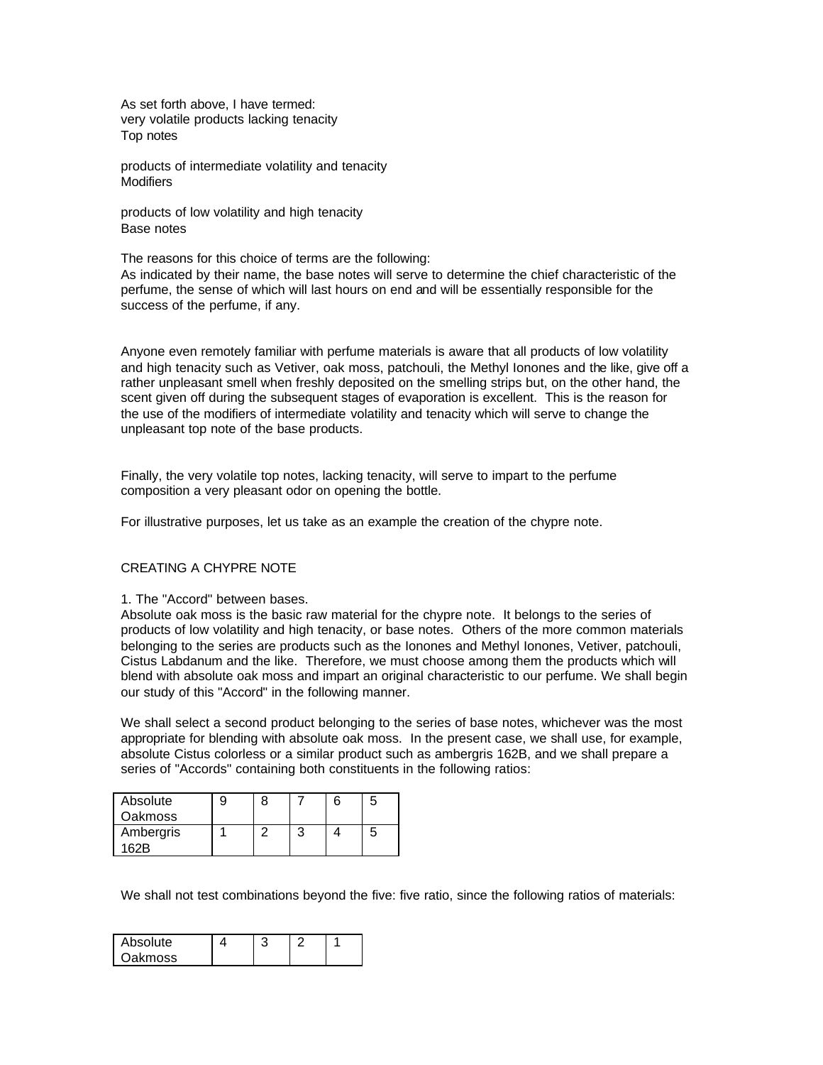As set forth above, I have termed:
very volatile products lacking tenacity
Top notes

products of intermediate volatility and tenacity
Modifiers

products of low volatility and high tenacity
Base notes

The reasons for this choice of terms are the following:
As indicated by their name, the base notes will serve to determine the chief characteristic of the perfume, the sense of which will last hours on end and will be essentially responsible for the success of the perfume, if any.

Anyone even remotely familiar with perfume materials is aware that all products of low volatility and high tenacity such as Vetiver, oak moss, patchouli, the Methyl Ionones and the like, give off a rather unpleasant smell when freshly deposited on the smelling strips but, on the other hand, the scent given off during the subsequent stages of evaporation is excellent. This is the reason for the use of the modifiers of intermediate volatility and tenacity which will serve to change the unpleasant top note of the base products.

Finally, the very volatile top notes, lacking tenacity, will serve to impart to the perfume composition a very pleasant odor on opening the bottle.

For illustrative purposes, let us take as an example the creation of the chypre note.

## CREATING A CHYPRE NOTE

1. The "Accord" between bases.
Absolute oak moss is the basic raw material for the chypre note. It belongs to the series of products of low volatility and high tenacity, or base notes. Others of the more common materials belonging to the series are products such as the Ionones and Methyl Ionones, Vetiver, patchouli, Cistus Labdanum and the like. Therefore, we must choose among them the products which will blend with absolute oak moss and impart an original characteristic to our perfume. We shall begin our study of this "Accord" in the following manner.

We shall select a second product belonging to the series of base notes, whichever was the most appropriate for blending with absolute oak moss. In the present case, we shall use, for example, absolute Cistus colorless or a similar product such as ambergris 162B, and we shall prepare a series of "Accords" containing both constituents in the following ratios:

| | | | | | |
|---|---|---|---|---|---|
| Absolute Oakmoss | 9 | 8 | 7 | 6 | 5 |
| Ambergris 162B | 1 | 2 | 3 | 4 | 5 |

We shall not test combinations beyond the five: five ratio, since the following ratios of materials:

| | | | | |
|---|---|---|---|---|
| Absolute Oakmoss | 4 | 3 | 2 | 1 |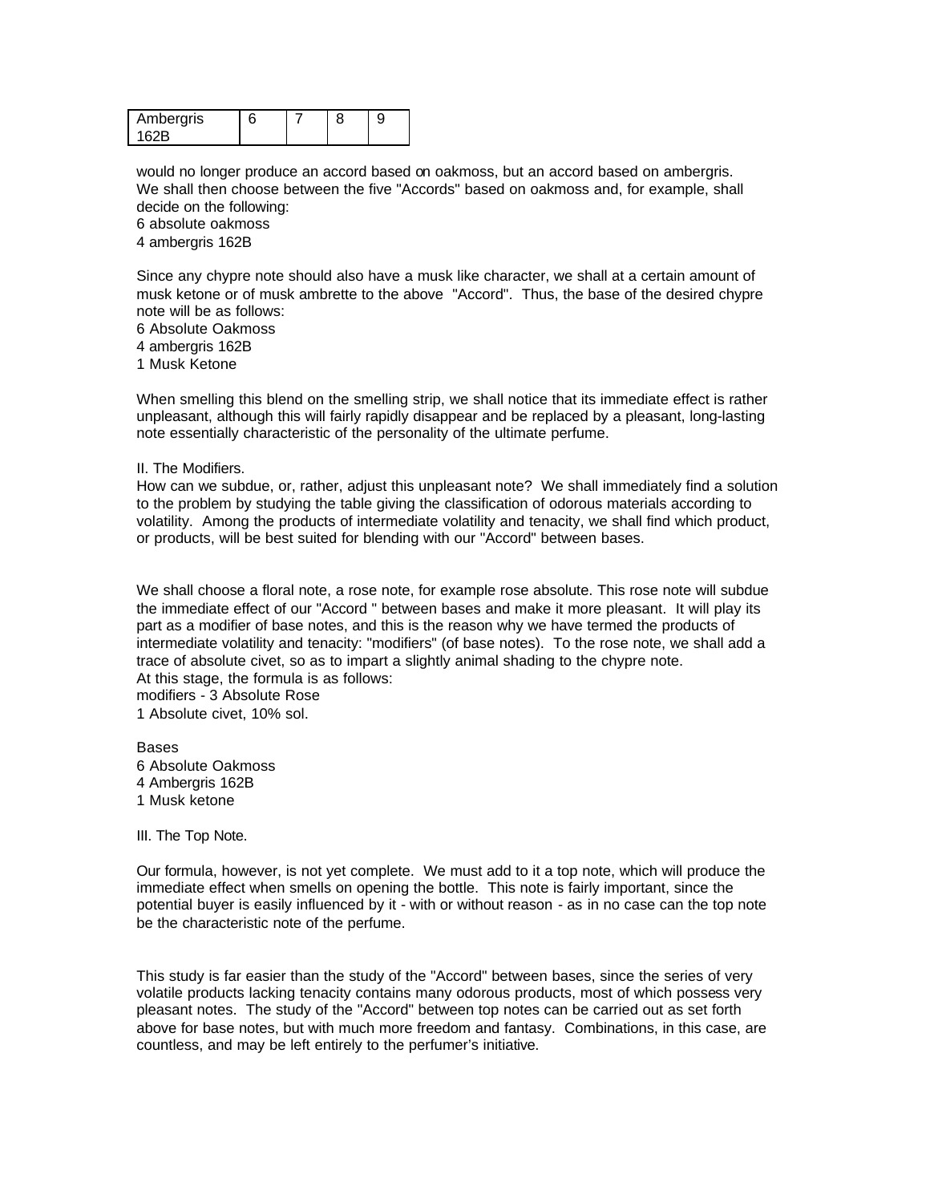| Ambergris 162B | 6 | 7 | 8 | 9 |
|---|---|---|---|---|

would no longer produce an accord based on oakmoss, but an accord based on ambergris. We shall then choose between the five "Accords" based on oakmoss and, for example, shall decide on the following:
6 absolute oakmoss
4 ambergris 162B

Since any chypre note should also have a musk like character, we shall at a certain amount of musk ketone or of musk ambrette to the above "Accord". Thus, the base of the desired chypre note will be as follows:
6 Absolute Oakmoss
4 ambergris 162B
1 Musk Ketone

When smelling this blend on the smelling strip, we shall notice that its immediate effect is rather unpleasant, although this will fairly rapidly disappear and be replaced by a pleasant, long-lasting note essentially characteristic of the personality of the ultimate perfume.

II. The Modifiers.
How can we subdue, or, rather, adjust this unpleasant note? We shall immediately find a solution to the problem by studying the table giving the classification of odorous materials according to volatility. Among the products of intermediate volatility and tenacity, we shall find which product, or products, will be best suited for blending with our "Accord" between bases.

We shall choose a floral note, a rose note, for example rose absolute. This rose note will subdue the immediate effect of our "Accord " between bases and make it more pleasant. It will play its part as a modifier of base notes, and this is the reason why we have termed the products of intermediate volatility and tenacity: "modifiers" (of base notes). To the rose note, we shall add a trace of absolute civet, so as to impart a slightly animal shading to the chypre note.
At this stage, the formula is as follows:
modifiers - 3 Absolute Rose
1 Absolute civet, 10% sol.

Bases
6 Absolute Oakmoss
4 Ambergris 162B
1 Musk ketone

III. The Top Note.

Our formula, however, is not yet complete. We must add to it a top note, which will produce the immediate effect when smells on opening the bottle. This note is fairly important, since the potential buyer is easily influenced by it - with or without reason - as in no case can the top note be the characteristic note of the perfume.

This study is far easier than the study of the "Accord" between bases, since the series of very volatile products lacking tenacity contains many odorous products, most of which possess very pleasant notes. The study of the "Accord" between top notes can be carried out as set forth above for base notes, but with much more freedom and fantasy. Combinations, in this case, are countless, and may be left entirely to the perfumer's initiative.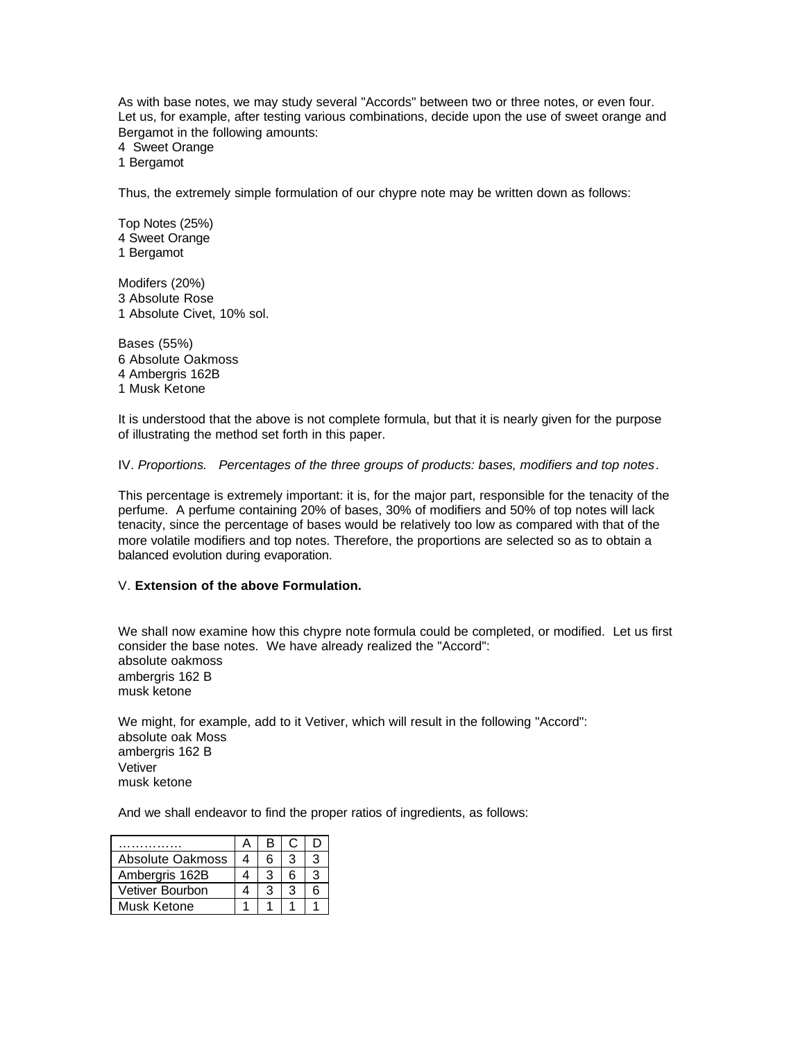As with base notes, we may study several "Accords" between two or three notes, or even four. Let us, for example, after testing various combinations, decide upon the use of sweet orange and Bergamot in the following amounts:

4 Sweet Orange
1 Bergamot

Thus, the extremely simple formulation of our chypre note may be written down as follows:

Top Notes (25%)
4 Sweet Orange
1 Bergamot

Modifers (20%)
3 Absolute Rose
1 Absolute Civet, 10% sol.

Bases (55%)
6 Absolute Oakmoss
4 Ambergris 162B
1 Musk Ketone

It is understood that the above is not complete formula, but that it is nearly given for the purpose of illustrating the method set forth in this paper.

IV. *Proportions. Percentages of the three groups of products: bases, modifiers and top notes*.

This percentage is extremely important: it is, for the major part, responsible for the tenacity of the perfume. A perfume containing 20% of bases, 30% of modifiers and 50% of top notes will lack tenacity, since the percentage of bases would be relatively too low as compared with that of the more volatile modifiers and top notes. Therefore, the proportions are selected so as to obtain a balanced evolution during evaporation.

V. **Extension of the above Formulation.**

We shall now examine how this chypre note formula could be completed, or modified. Let us first consider the base notes. We have already realized the "Accord":

absolute oakmoss
ambergris 162 B
musk ketone

We might, for example, add to it Vetiver, which will result in the following "Accord":

absolute oak Moss
ambergris 162 B
Vetiver
musk ketone

And we shall endeavor to find the proper ratios of ingredients, as follows:

| …………… | A | B | C | D |
|---|---|---|---|---|
| Absolute Oakmoss | 4 | 6 | 3 | 3 |
| Ambergris 162B | 4 | 3 | 6 | 3 |
| Vetiver Bourbon | 4 | 3 | 3 | 6 |
| Musk Ketone | 1 | 1 | 1 | 1 |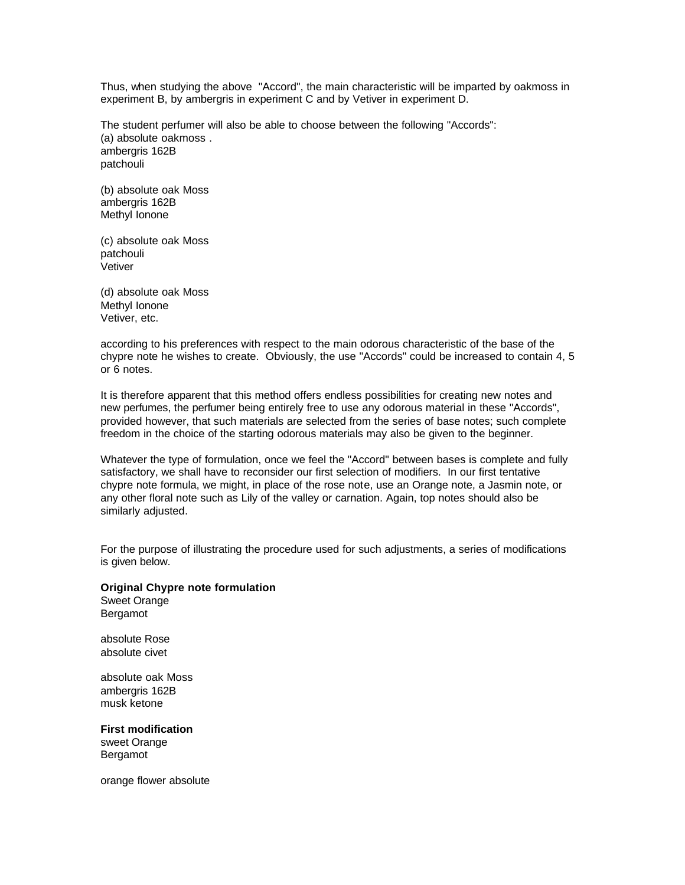Thus, when studying the above "Accord", the main characteristic will be imparted by oakmoss in experiment B, by ambergris in experiment C and by Vetiver in experiment D.

The student perfumer will also be able to choose between the following "Accords":
(a) absolute oakmoss .
ambergris 162B
patchouli

(b) absolute oak Moss
ambergris 162B
Methyl Ionone

(c) absolute oak Moss
patchouli
Vetiver

(d) absolute oak Moss
Methyl Ionone
Vetiver, etc.

according to his preferences with respect to the main odorous characteristic of the base of the chypre note he wishes to create. Obviously, the use "Accords" could be increased to contain 4, 5 or 6 notes.

It is therefore apparent that this method offers endless possibilities for creating new notes and new perfumes, the perfumer being entirely free to use any odorous material in these "Accords", provided however, that such materials are selected from the series of base notes; such complete freedom in the choice of the starting odorous materials may also be given to the beginner.

Whatever the type of formulation, once we feel the "Accord" between bases is complete and fully satisfactory, we shall have to reconsider our first selection of modifiers. In our first tentative chypre note formula, we might, in place of the rose note, use an Orange note, a Jasmin note, or any other floral note such as Lily of the valley or carnation. Again, top notes should also be similarly adjusted.

For the purpose of illustrating the procedure used for such adjustments, a series of modifications is given below.

**Original Chypre note formulation**
Sweet Orange
Bergamot

absolute Rose
absolute civet

absolute oak Moss
ambergris 162B
musk ketone

**First modification**
sweet Orange
Bergamot

orange flower absolute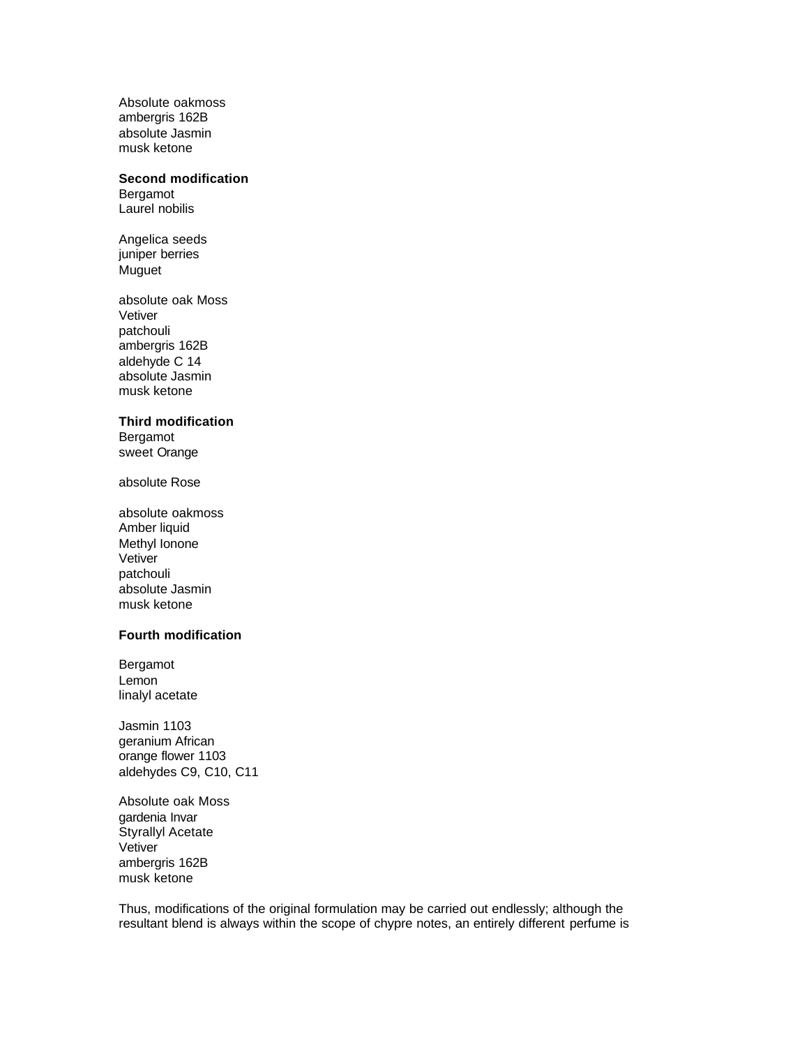Absolute oakmoss
ambergris 162B
absolute Jasmin
musk ketone

**Second modification**

Bergamot
Laurel nobilis

Angelica seeds
juniper berries
Muguet

absolute oak Moss
Vetiver
patchouli
ambergris 162B
aldehyde C 14
absolute Jasmin
musk ketone

**Third modification**

Bergamot
sweet Orange

absolute Rose

absolute oakmoss
Amber liquid
Methyl Ionone
Vetiver
patchouli
absolute Jasmin
musk ketone

**Fourth modification**

Bergamot
Lemon
linalyl acetate

Jasmin 1103
geranium African
orange flower 1103
aldehydes C9, C10, C11

Absolute oak Moss
gardenia Invar
Styrallyl Acetate
Vetiver
ambergris 162B
musk ketone

Thus, modifications of the original formulation may be carried out endlessly; although the resultant blend is always within the scope of chypre notes, an entirely different perfume is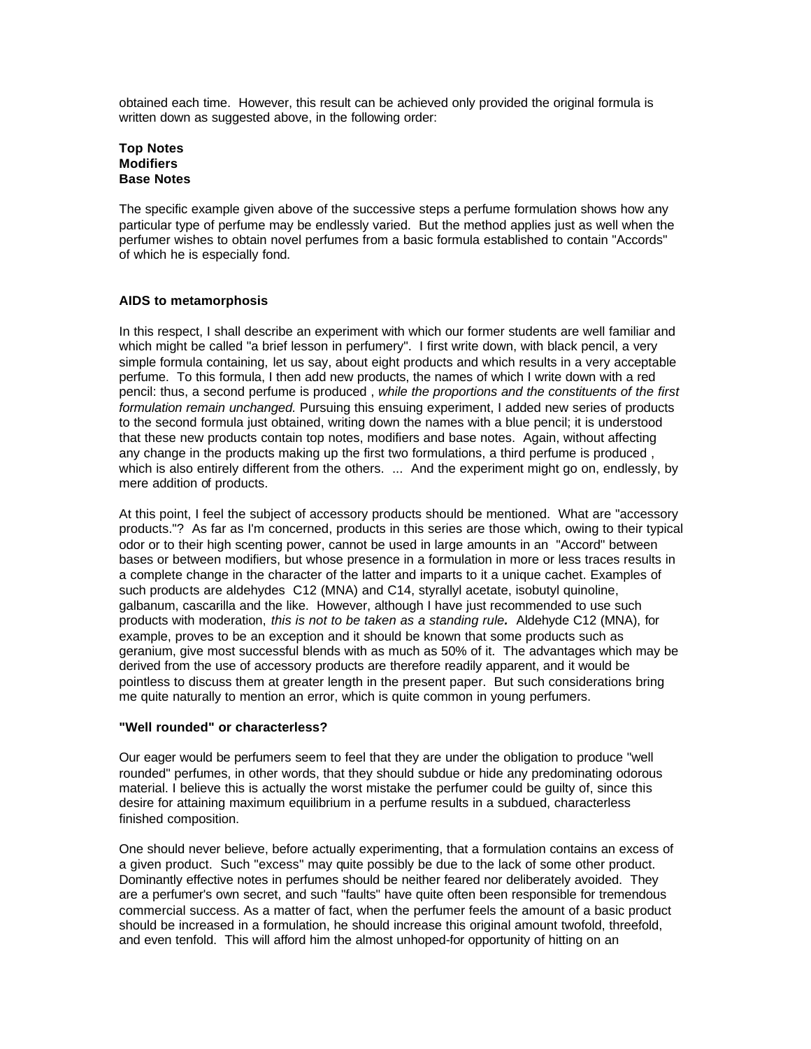obtained each time. However, this result can be achieved only provided the original formula is written down as suggested above, in the following order:

**Top Notes**
**Modifiers**
**Base Notes**

The specific example given above of the successive steps a perfume formulation shows how any particular type of perfume may be endlessly varied. But the method applies just as well when the perfumer wishes to obtain novel perfumes from a basic formula established to contain "Accords" of which he is especially fond.

**AIDS to metamorphosis**

In this respect, I shall describe an experiment with which our former students are well familiar and which might be called "a brief lesson in perfumery". I first write down, with black pencil, a very simple formula containing, let us say, about eight products and which results in a very acceptable perfume. To this formula, I then add new products, the names of which I write down with a red pencil: thus, a second perfume is produced , *while the proportions and the constituents of the first formulation remain unchanged.* Pursuing this ensuing experiment, I added new series of products to the second formula just obtained, writing down the names with a blue pencil; it is understood that these new products contain top notes, modifiers and base notes. Again, without affecting any change in the products making up the first two formulations, a third perfume is produced , which is also entirely different from the others. ... And the experiment might go on, endlessly, by mere addition of products.

At this point, I feel the subject of accessory products should be mentioned. What are "accessory products."? As far as I'm concerned, products in this series are those which, owing to their typical odor or to their high scenting power, cannot be used in large amounts in an "Accord" between bases or between modifiers, but whose presence in a formulation in more or less traces results in a complete change in the character of the latter and imparts to it a unique cachet. Examples of such products are aldehydes C12 (MNA) and C14, styrallyl acetate, isobutyl quinoline, galbanum, cascarilla and the like. However, although I have just recommended to use such products with moderation, *this is not to be taken as a standing rule.* Aldehyde C12 (MNA), for example, proves to be an exception and it should be known that some products such as geranium, give most successful blends with as much as 50% of it. The advantages which may be derived from the use of accessory products are therefore readily apparent, and it would be pointless to discuss them at greater length in the present paper. But such considerations bring me quite naturally to mention an error, which is quite common in young perfumers.

**"Well rounded" or characterless?**

Our eager would be perfumers seem to feel that they are under the obligation to produce "well rounded" perfumes, in other words, that they should subdue or hide any predominating odorous material. I believe this is actually the worst mistake the perfumer could be guilty of, since this desire for attaining maximum equilibrium in a perfume results in a subdued, characterless finished composition.

One should never believe, before actually experimenting, that a formulation contains an excess of a given product. Such "excess" may quite possibly be due to the lack of some other product. Dominantly effective notes in perfumes should be neither feared nor deliberately avoided. They are a perfumer's own secret, and such "faults" have quite often been responsible for tremendous commercial success. As a matter of fact, when the perfumer feels the amount of a basic product should be increased in a formulation, he should increase this original amount twofold, threefold, and even tenfold. This will afford him the almost unhoped-for opportunity of hitting on an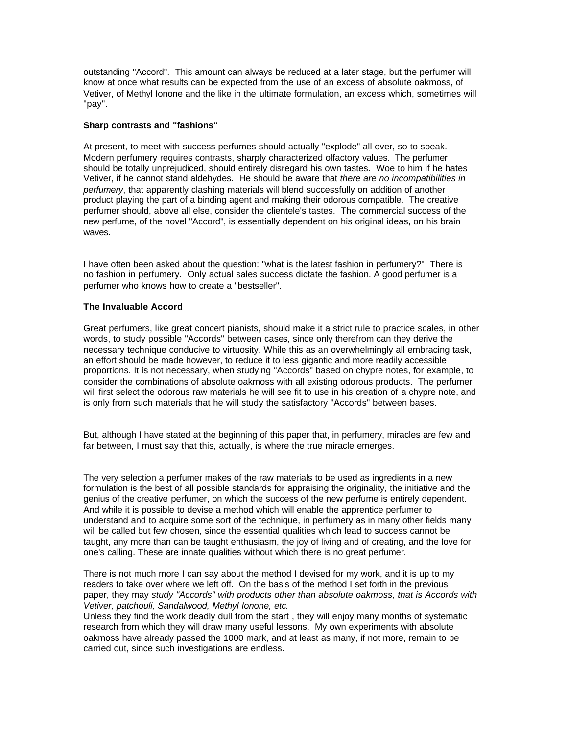outstanding "Accord". This amount can always be reduced at a later stage, but the perfumer will know at once what results can be expected from the use of an excess of absolute oakmoss, of Vetiver, of Methyl Ionone and the like in the ultimate formulation, an excess which, sometimes will "pay".

### Sharp contrasts and "fashions"

At present, to meet with success perfumes should actually "explode" all over, so to speak. Modern perfumery requires contrasts, sharply characterized olfactory values. The perfumer should be totally unprejudiced, should entirely disregard his own tastes. Woe to him if he hates Vetiver, if he cannot stand aldehydes. He should be aware that *there are no incompatibilities in perfumery*, that apparently clashing materials will blend successfully on addition of another product playing the part of a binding agent and making their odorous compatible. The creative perfumer should, above all else, consider the clientele's tastes. The commercial success of the new perfume, of the novel "Accord", is essentially dependent on his original ideas, on his brain waves.

I have often been asked about the question: "what is the latest fashion in perfumery?" There is no fashion in perfumery. Only actual sales success dictate the fashion. A good perfumer is a perfumer who knows how to create a "bestseller".

### The Invaluable Accord

Great perfumers, like great concert pianists, should make it a strict rule to practice scales, in other words, to study possible "Accords" between cases, since only therefrom can they derive the necessary technique conducive to virtuosity. While this as an overwhelmingly all embracing task, an effort should be made however, to reduce it to less gigantic and more readily accessible proportions. It is not necessary, when studying "Accords" based on chypre notes, for example, to consider the combinations of absolute oakmoss with all existing odorous products. The perfumer will first select the odorous raw materials he will see fit to use in his creation of a chypre note, and is only from such materials that he will study the satisfactory "Accords" between bases.

But, although I have stated at the beginning of this paper that, in perfumery, miracles are few and far between, I must say that this, actually, is where the true miracle emerges.

The very selection a perfumer makes of the raw materials to be used as ingredients in a new formulation is the best of all possible standards for appraising the originality, the initiative and the genius of the creative perfumer, on which the success of the new perfume is entirely dependent. And while it is possible to devise a method which will enable the apprentice perfumer to understand and to acquire some sort of the technique, in perfumery as in many other fields many will be called but few chosen, since the essential qualities which lead to success cannot be taught, any more than can be taught enthusiasm, the joy of living and of creating, and the love for one's calling. These are innate qualities without which there is no great perfumer.

There is not much more I can say about the method I devised for my work, and it is up to my readers to take over where we left off. On the basis of the method I set forth in the previous paper, they may *study "Accords" with products other than absolute oakmoss, that is Accords with Vetiver, patchouli, Sandalwood, Methyl Ionone, etc.*
Unless they find the work deadly dull from the start , they will enjoy many months of systematic research from which they will draw many useful lessons. My own experiments with absolute oakmoss have already passed the 1000 mark, and at least as many, if not more, remain to be carried out, since such investigations are endless.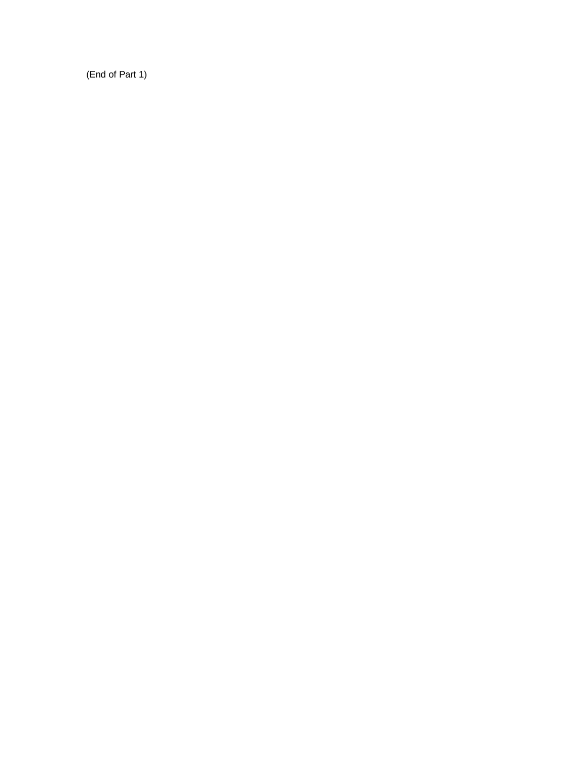(End of Part 1)